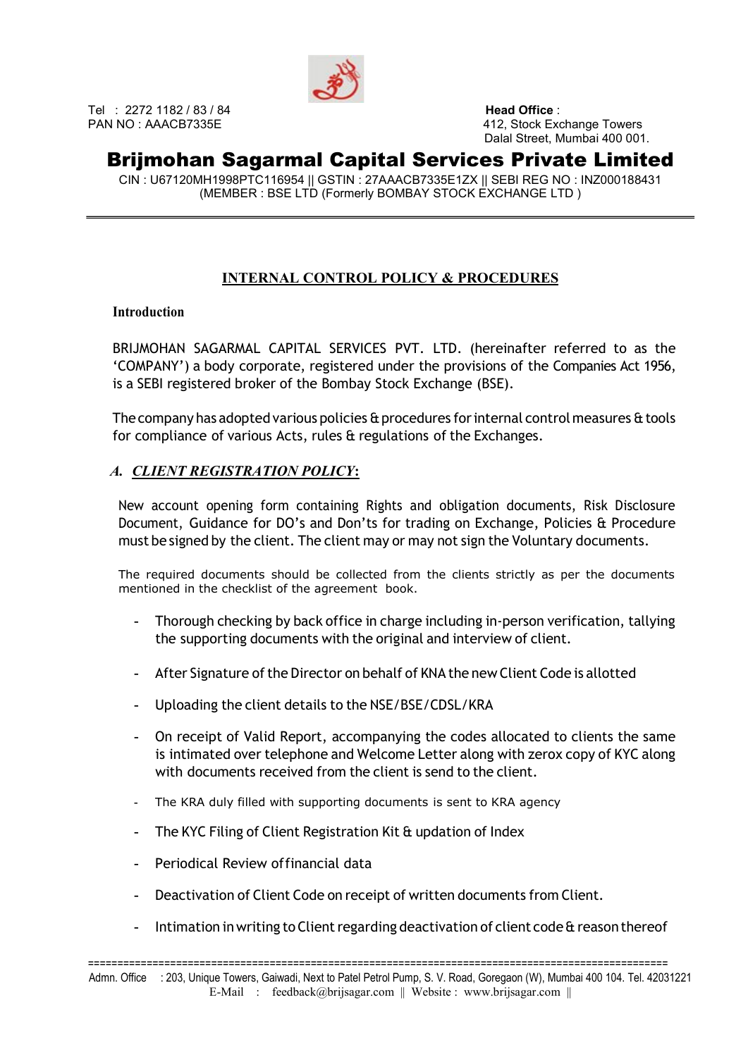Tel : 2272 1182 / 83 / 84
PAN NO : AAACB7335E

**Head Office** :
412, Stock Exchange Towers
Dalal Street, Mumbai 400 001.

# Brijmohan Sagarmal Capital Services Private Limited

CIN : U67120MH1998PTC116954 || GSTIN : 27AAACB7335E1ZX || SEBI REG NO : INZ000188431
(MEMBER : BSE LTD (Formerly BOMBAY STOCK EXCHANGE LTD )

## INTERNAL CONTROL POLICY & PROCEDURES

### Introduction

BRIJMOHAN SAGARMAL CAPITAL SERVICES PVT. LTD. (hereinafter referred to as the 'COMPANY') a body corporate, registered under the provisions of the Companies Act 1956, is a SEBI registered broker of the Bombay Stock Exchange (BSE).

The company has adopted various policies & procedures for internal control measures & tools for compliance of various Acts, rules & regulations of the Exchanges.

### A. *CLIENT REGISTRATION POLICY*:

New account opening form containing Rights and obligation documents, Risk Disclosure Document, Guidance for DO's and Don'ts for trading on Exchange, Policies & Procedure must be signed by the client. The client may or may not sign the Voluntary documents.

The required documents should be collected from the clients strictly as per the documents mentioned in the checklist of the agreement book.

- Thorough checking by back office in charge including in-person verification, tallying the supporting documents with the original and interview of client.
- After Signature of the Director on behalf of KNA the new Client Code is allotted
- Uploading the client details to the NSE/BSE/CDSL/KRA
- On receipt of Valid Report, accompanying the codes allocated to clients the same is intimated over telephone and Welcome Letter along with zerox copy of KYC along with documents received from the client is send to the client.
- The KRA duly filled with supporting documents is sent to KRA agency
- The KYC Filing of Client Registration Kit & updation of Index
- Periodical Review of financial data
- Deactivation of Client Code on receipt of written documents from Client.
- Intimation in writing to Client regarding deactivation of client code & reason thereof

Admn. Office : 203, Unique Towers, Gaiwadi, Next to Patel Petrol Pump, S. V. Road, Goregaon (W), Mumbai 400 104. Tel. 42031221
E-Mail : feedback@brijsagar.com || Website : www.brijsagar.com ||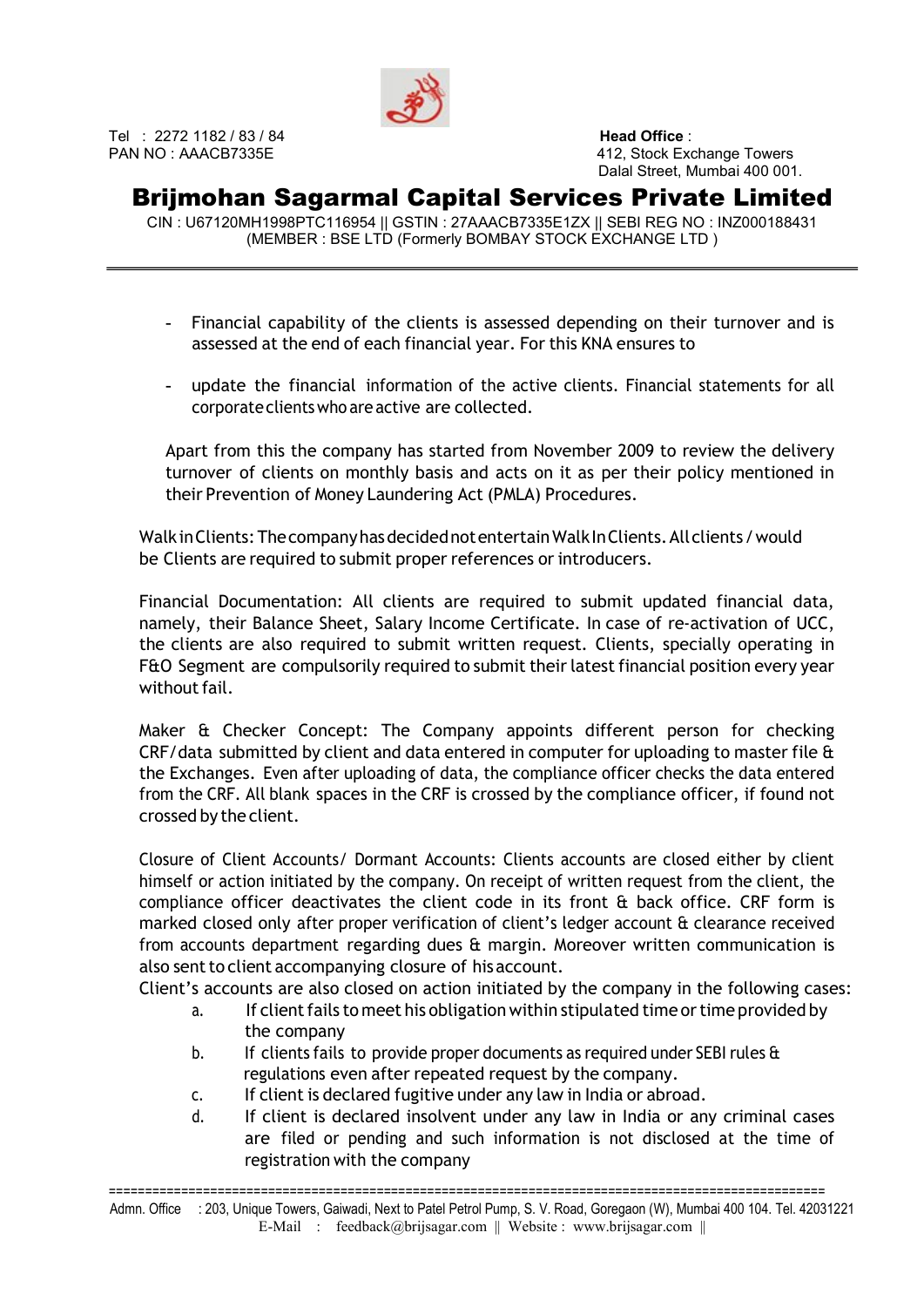- Financial capability of the clients is assessed depending on their turnover and is assessed at the end of each financial year. For this KNA ensures to

- update the financial information of the active clients. Financial statements for all corporate clients who are active are collected.

Apart from this the company has started from November 2009 to review the delivery turnover of clients on monthly basis and acts on it as per their policy mentioned in their Prevention of Money Laundering Act (PMLA) Procedures.

Walk in Clients: The company has decided not entertain Walk In Clients. All clients / would be Clients are required to submit proper references or introducers.

Financial Documentation: All clients are required to submit updated financial data, namely, their Balance Sheet, Salary Income Certificate. In case of re-activation of UCC, the clients are also required to submit written request. Clients, specially operating in F&O Segment are compulsorily required to submit their latest financial position every year without fail.

Maker & Checker Concept: The Company appoints different person for checking CRF/data submitted by client and data entered in computer for uploading to master file & the Exchanges. Even after uploading of data, the compliance officer checks the data entered from the CRF. All blank spaces in the CRF is crossed by the compliance officer, if found not crossed by the client.

Closure of Client Accounts/ Dormant Accounts: Clients accounts are closed either by client himself or action initiated by the company. On receipt of written request from the client, the compliance officer deactivates the client code in its front & back office. CRF form is marked closed only after proper verification of client's ledger account & clearance received from accounts department regarding dues & margin. Moreover written communication is also sent to client accompanying closure of his account.

Client's accounts are also closed on action initiated by the company in the following cases:

a. If client fails to meet his obligation within stipulated time or time provided by the company
b. If clients fails to provide proper documents as required under SEBI rules & regulations even after repeated request by the company.
c. If client is declared fugitive under any law in India or abroad.
d. If client is declared insolvent under any law in India or any criminal cases are filed or pending and such information is not disclosed at the time of registration with the company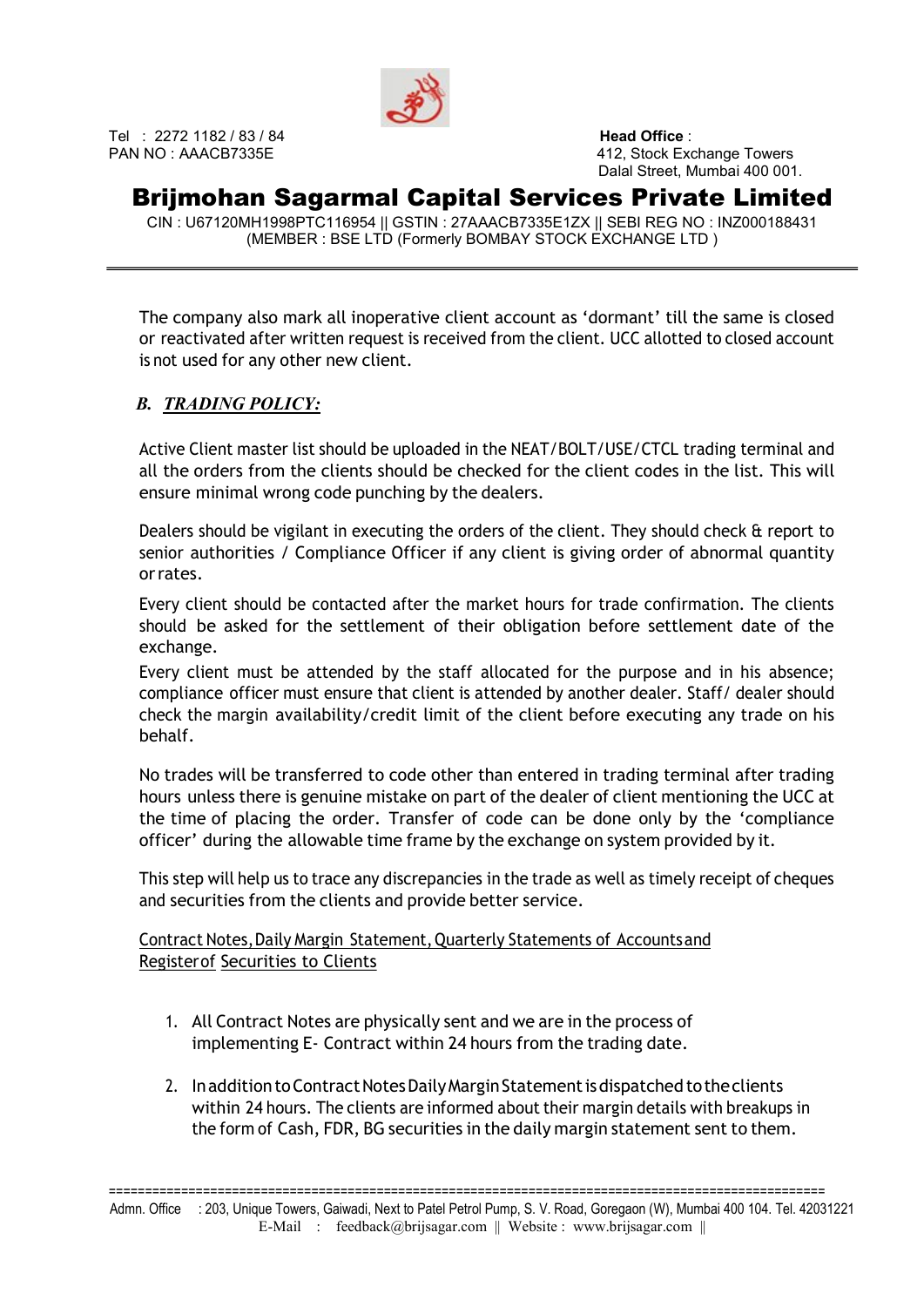The company also mark all inoperative client account as 'dormant' till the same is closed or reactivated after written request is received from the client. UCC allotted to closed account is not used for any other new client.

### B. ***TRADING POLICY:***

Active Client master list should be uploaded in the NEAT/BOLT/USE/CTCL trading terminal and all the orders from the clients should be checked for the client codes in the list. This will ensure minimal wrong code punching by the dealers.

Dealers should be vigilant in executing the orders of the client. They should check & report to senior authorities / Compliance Officer if any client is giving order of abnormal quantity or rates.

Every client should be contacted after the market hours for trade confirmation. The clients should be asked for the settlement of their obligation before settlement date of the exchange.

Every client must be attended by the staff allocated for the purpose and in his absence; compliance officer must ensure that client is attended by another dealer. Staff/ dealer should check the margin availability/credit limit of the client before executing any trade on his behalf.

No trades will be transferred to code other than entered in trading terminal after trading hours unless there is genuine mistake on part of the dealer of client mentioning the UCC at the time of placing the order. Transfer of code can be done only by the 'compliance officer' during the allowable time frame by the exchange on system provided by it.

This step will help us to trace any discrepancies in the trade as well as timely receipt of cheques and securities from the clients and provide better service.

<u>Contract Notes, Daily Margin Statement, Quarterly Statements of Accounts and Register of Securities to Clients</u>

1. All Contract Notes are physically sent and we are in the process of implementing E- Contract within 24 hours from the trading date.
2. In addition to Contract Notes Daily Margin Statement is dispatched to the clients within 24 hours. The clients are informed about their margin details with breakups in the form of Cash, FDR, BG securities in the daily margin statement sent to them.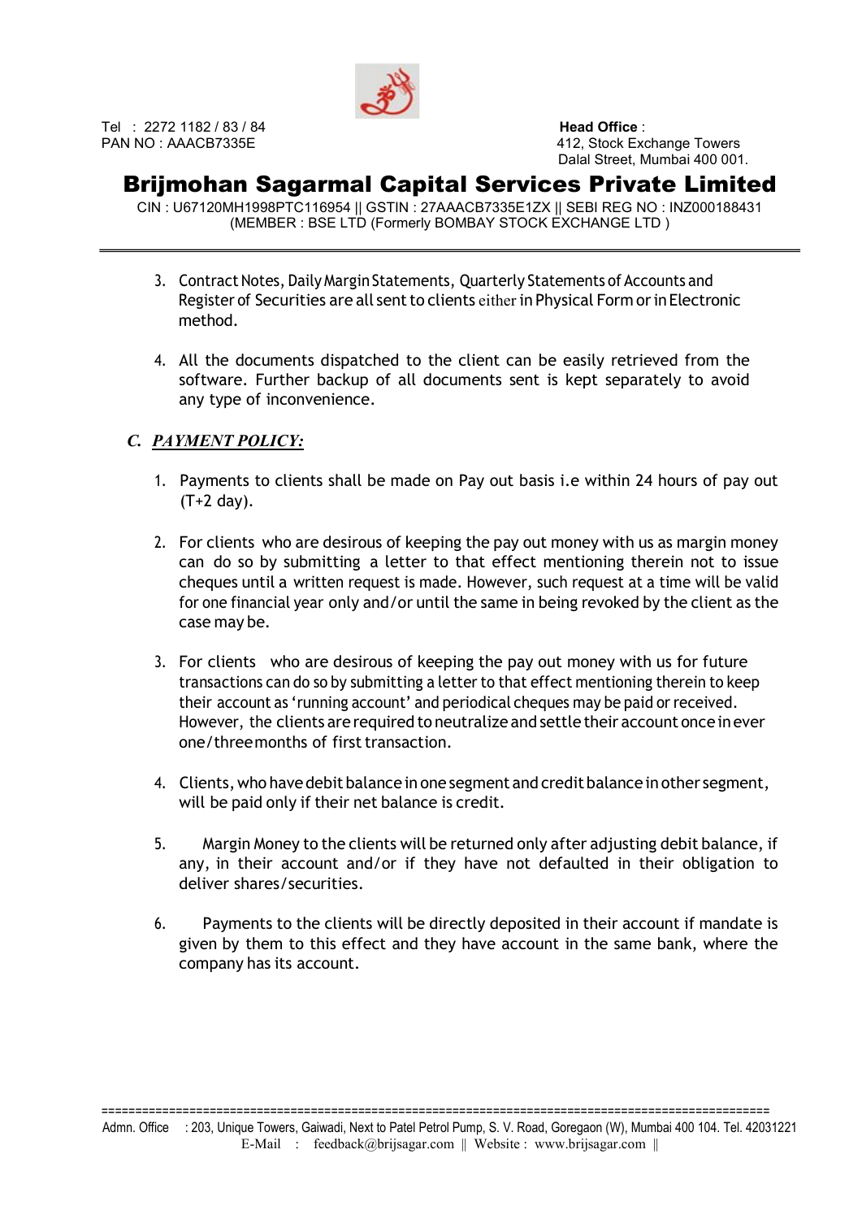3. Contract Notes, Daily Margin Statements, Quarterly Statements of Accounts and Register of Securities are all sent to clients either in Physical Form or in Electronic method.

4. All the documents dispatched to the client can be easily retrieved from the software. Further backup of all documents sent is kept separately to avoid any type of inconvenience.

### *C. PAYMENT POLICY:*

1. Payments to clients shall be made on Pay out basis i.e within 24 hours of pay out (T+2 day).

2. For clients who are desirous of keeping the pay out money with us as margin money can do so by submitting a letter to that effect mentioning therein not to issue cheques until a written request is made. However, such request at a time will be valid for one financial year only and/or until the same in being revoked by the client as the case may be.

3. For clients who are desirous of keeping the pay out money with us for future transactions can do so by submitting a letter to that effect mentioning therein to keep their account as 'running account' and periodical cheques may be paid or received. However, the clients are required to neutralize and settle their account once in ever one/threemonths of first transaction.

4. Clients, who have debit balance in one segment and credit balance in other segment, will be paid only if their net balance is credit.

5. Margin Money to the clients will be returned only after adjusting debit balance, if any, in their account and/or if they have not defaulted in their obligation to deliver shares/securities.

6. Payments to the clients will be directly deposited in their account if mandate is given by them to this effect and they have account in the same bank, where the company has its account.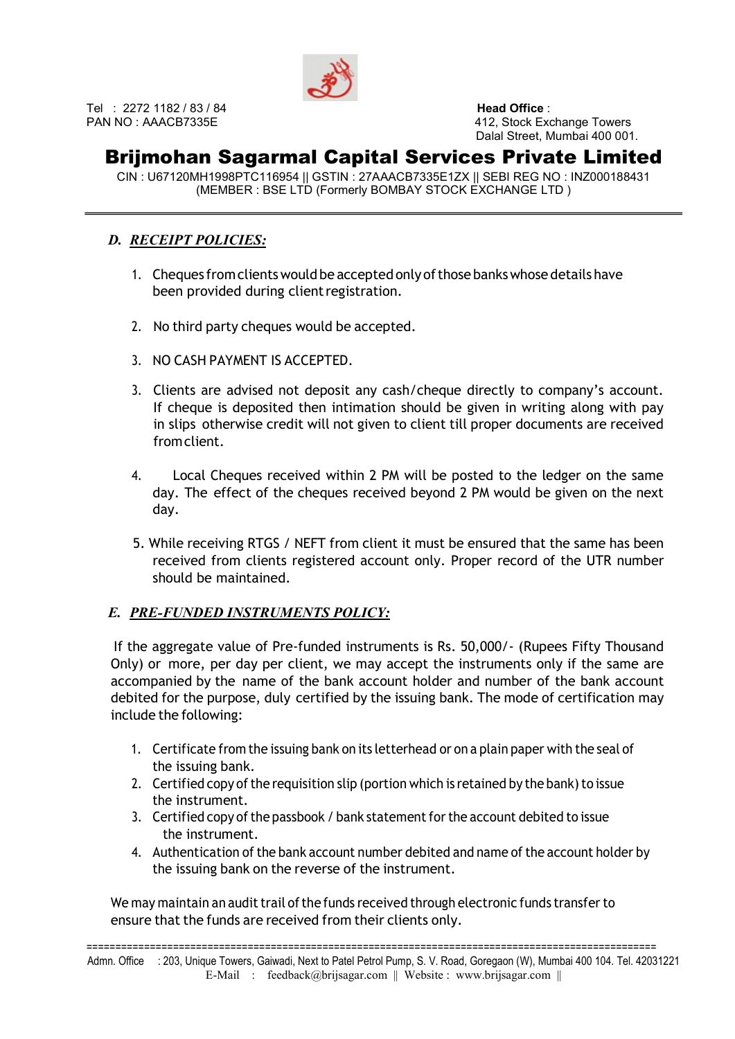### D. RECEIPT POLICIES:

1. Cheques from clients would be accepted only of those banks whose details have been provided during client registration.

2. No third party cheques would be accepted.

3. NO CASH PAYMENT IS ACCEPTED.

3. Clients are advised not deposit any cash/cheque directly to company's account. If cheque is deposited then intimation should be given in writing along with pay in slips otherwise credit will not given to client till proper documents are received from client.

4. Local Cheques received within 2 PM will be posted to the ledger on the same day. The effect of the cheques received beyond 2 PM would be given on the next day.

5. While receiving RTGS / NEFT from client it must be ensured that the same has been received from clients registered account only. Proper record of the UTR number should be maintained.

### E. PRE-FUNDED INSTRUMENTS POLICY:

If the aggregate value of Pre-funded instruments is Rs. 50,000/- (Rupees Fifty Thousand Only) or more, per day per client, we may accept the instruments only if the same are accompanied by the name of the bank account holder and number of the bank account debited for the purpose, duly certified by the issuing bank. The mode of certification may include the following:

1. Certificate from the issuing bank on its letterhead or on a plain paper with the seal of the issuing bank.
2. Certified copy of the requisition slip (portion which is retained by the bank) to issue the instrument.
3. Certified copy of the passbook / bank statement for the account debited to issue the instrument.
4. Authentication of the bank account number debited and name of the account holder by the issuing bank on the reverse of the instrument.

We may maintain an audit trail of the funds received through electronic funds transfer to ensure that the funds are received from their clients only.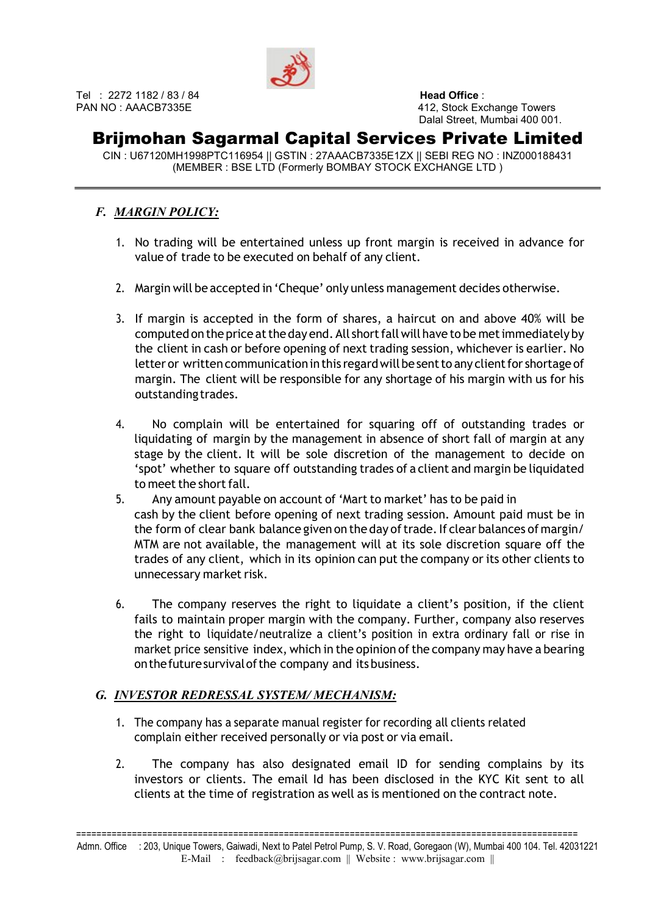## F. *MARGIN POLICY:*

1. No trading will be entertained unless up front margin is received in advance for value of trade to be executed on behalf of any client.

2. Margin will be accepted in 'Cheque' only unless management decides otherwise.

3. If margin is accepted in the form of shares, a haircut on and above 40% will be computed on the price at the day end. All short fall will have to be met immediately by the client in cash or before opening of next trading session, whichever is earlier. No letter or written communication in this regard will be sent to any client for shortage of margin. The client will be responsible for any shortage of his margin with us for his outstanding trades.

4. No complain will be entertained for squaring off of outstanding trades or liquidating of margin by the management in absence of short fall of margin at any stage by the client. It will be sole discretion of the management to decide on 'spot' whether to square off outstanding trades of a client and margin be liquidated to meet the short fall.

5. Any amount payable on account of 'Mart to market' has to be paid in cash by the client before opening of next trading session. Amount paid must be in the form of clear bank balance given on the day of trade. If clear balances of margin/ MTM are not available, the management will at its sole discretion square off the trades of any client, which in its opinion can put the company or its other clients to unnecessary market risk.

6. The company reserves the right to liquidate a client's position, if the client fails to maintain proper margin with the company. Further, company also reserves the right to liquidate/neutralize a client's position in extra ordinary fall or rise in market price sensitive index, which in the opinion of the company may have a bearing on the future survival of the company and its business.

## G. *INVESTOR REDRESSAL SYSTEM/ MECHANISM:*

1. The company has a separate manual register for recording all clients related complain either received personally or via post or via email.

2. The company has also designated email ID for sending complains by its investors or clients. The email Id has been disclosed in the KYC Kit sent to all clients at the time of registration as well as is mentioned on the contract note.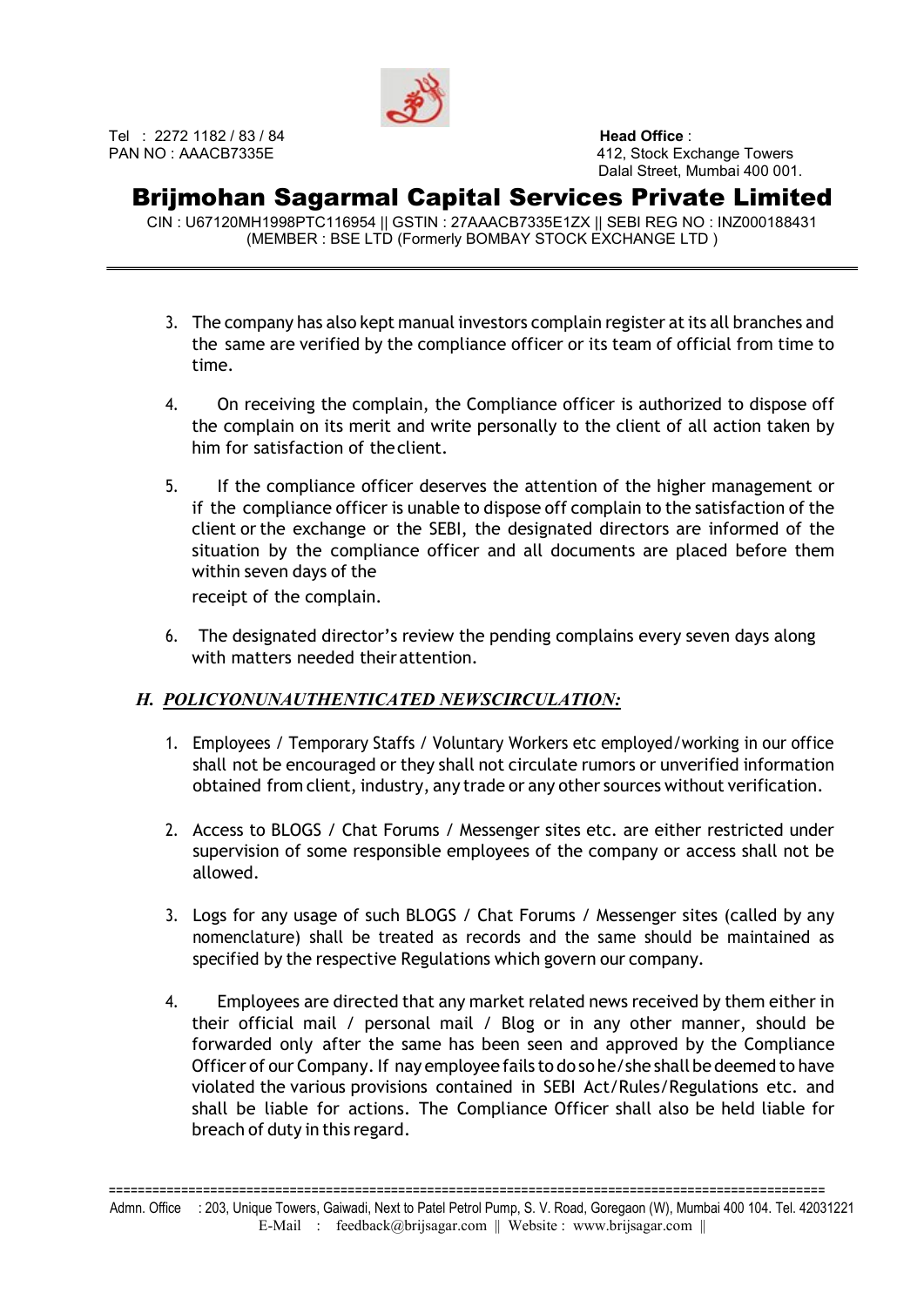3. The company has also kept manual investors complain register at its all branches and the same are verified by the compliance officer or its team of official from time to time.

4. On receiving the complain, the Compliance officer is authorized to dispose off the complain on its merit and write personally to the client of all action taken by him for satisfaction of the client.

5. If the compliance officer deserves the attention of the higher management or if the compliance officer is unable to dispose off complain to the satisfaction of the client or the exchange or the SEBI, the designated directors are informed of the situation by the compliance officer and all documents are placed before them within seven days of the receipt of the complain.

6. The designated director's review the pending complains every seven days along with matters needed their attention.

## *H. POLICYONUNAUTHENTICATED NEWSCIRCULATION:*

1. Employees / Temporary Staffs / Voluntary Workers etc employed/working in our office shall not be encouraged or they shall not circulate rumors or unverified information obtained from client, industry, any trade or any other sources without verification.

2. Access to BLOGS / Chat Forums / Messenger sites etc. are either restricted under supervision of some responsible employees of the company or access shall not be allowed.

3. Logs for any usage of such BLOGS / Chat Forums / Messenger sites (called by any nomenclature) shall be treated as records and the same should be maintained as specified by the respective Regulations which govern our company.

4. Employees are directed that any market related news received by them either in their official mail / personal mail / Blog or in any other manner, should be forwarded only after the same has been seen and approved by the Compliance Officer of our Company. If nay employee fails to do so he/she shall be deemed to have violated the various provisions contained in SEBI Act/Rules/Regulations etc. and shall be liable for actions. The Compliance Officer shall also be held liable for breach of duty in this regard.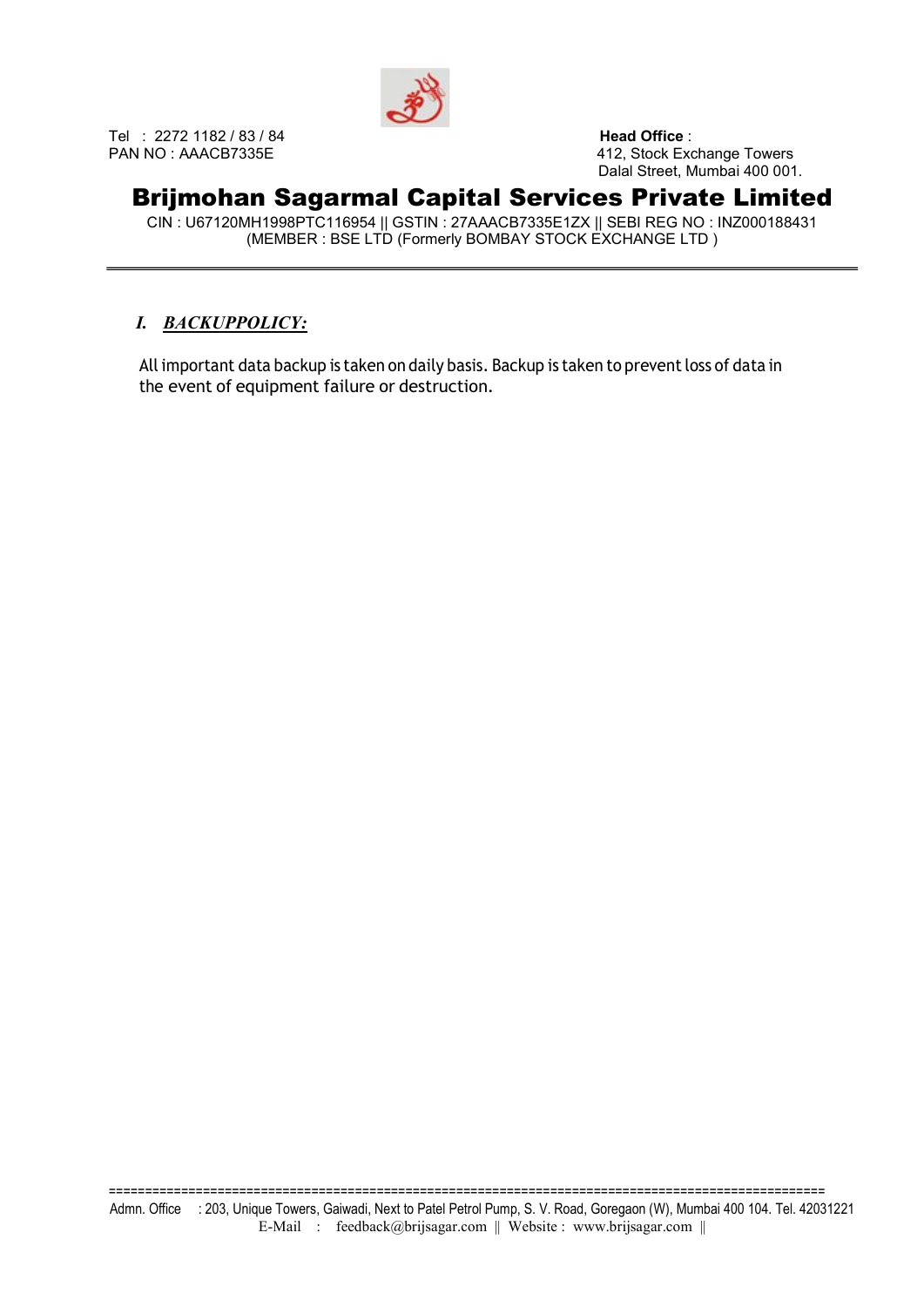### *I. BACKUPPOLICY:*

All important data backup is taken on daily basis. Backup is taken to prevent loss of data in the event of equipment failure or destruction.